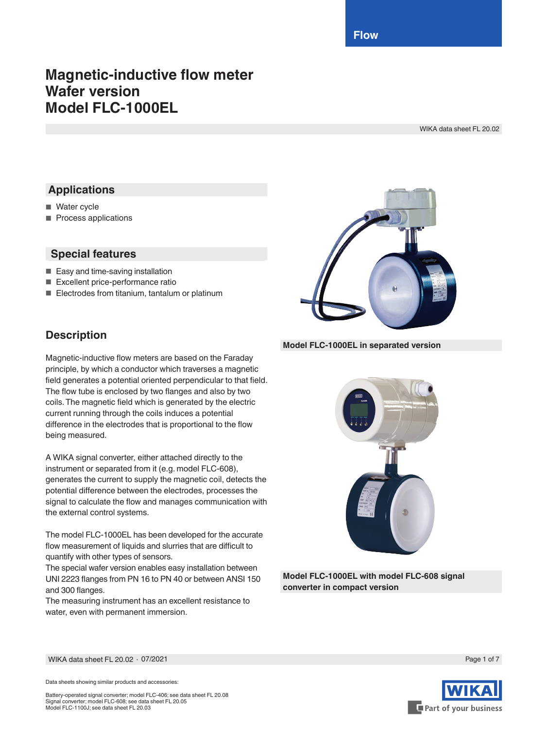Flow

# Magnetic-inductive flow meter Wafer version Model FLC-1000EL

WIKA data sheet FL 20.02

## Applications

- Water cycle
- Process applications

## Special features

- Easy and time-saving installation
- Excellent price-performance ratio
- Electrodes from titanium, tantalum or platinum

**Model FLC-1000EL in separated version**

## Description

Magnetic-inductive flow meters are based on the Faraday principle, by which a conductor which traverses a magnetic field generates a potential oriented perpendicular to that field. The flow tube is enclosed by two flanges and also by two coils. The magnetic field which is generated by the electric current running through the coils induces a potential difference in the electrodes that is proportional to the flow being measured.

A WIKA signal converter, either attached directly to the instrument or separated from it (e.g. model FLC-608), generates the current to supply the magnetic coil, detects the potential difference between the electrodes, processes the signal to calculate the flow and manages communication with the external control systems.

The model FLC-1000EL has been developed for the accurate flow measurement of liquids and slurries that are difficult to quantify with other types of sensors.
The special wafer version enables easy installation between UNI 2223 flanges from PN 16 to PN 40 or between ANSI 150 and 300 flanges.
The measuring instrument has an excellent resistance to water, even with permanent immersion.

**Model FLC-1000EL with model FLC-608 signal converter in compact version**

Data sheets showing similar products and accessories:

Battery-operated signal converter; model FLC-406; see data sheet FL 20.08
Signal converter; model FLC-608; see data sheet FL 20.05
Model FLC-1100J; see data sheet FL 20.03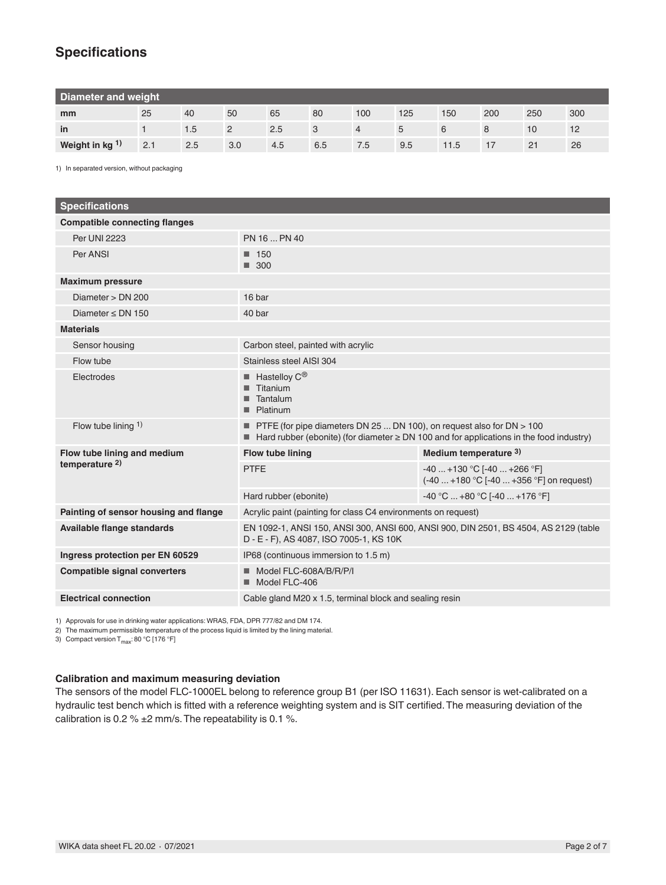## Specifications

| Diameter and weight | | | | | | | | | | | |
|---|---|---|---|---|---|---|---|---|---|---|---|
| **mm** | 25 | 40 | 50 | 65 | 80 | 100 | 125 | 150 | 200 | 250 | 300 |
| **in** | 1 | 1.5 | 2 | 2.5 | 3 | 4 | 5 | 6 | 8 | 10 | 12 |
| **Weight in kg [1]** | 2.1 | 2.5 | 3.0 | 4.5 | 6.5 | 7.5 | 9.5 | 11.5 | 17 | 21 | 26 |

1) In separated version, without packaging

| Specifications | | |
|---|---|---|
| **Compatible connecting flanges** | | |
| Per UNI 2223 | PN 16 ... PN 40 | |
| Per ANSI | ■ 150<br>■ 300 | |
| **Maximum pressure** | | |
| Diameter > DN 200 | 16 bar | |
| Diameter ≤ DN 150 | 40 bar | |
| **Materials** | | |
| Sensor housing | Carbon steel, painted with acrylic | |
| Flow tube | Stainless steel AISI 304 | |
| Electrodes | ■ Hastelloy C®<br>■ Titanium<br>■ Tantalum<br>■ Platinum | |
| Flow tube lining [1] | ■ PTFE (for pipe diameters DN 25 ... DN 100), on request also for DN > 100<br>■ Hard rubber (ebonite) (for diameter ≥ DN 100 and for applications in the food industry) | |
| **Flow tube lining and medium temperature [2]** | **Flow tube lining** | **Medium temperature [3]** |
| | PTFE | -40 ... +130 °C [-40 ... +266 °F]<br>(-40 ... +180 °C [-40 ... +356 °F] on request) |
| | Hard rubber (ebonite) | -40 °C ... +80 °C [-40 ... +176 °F] |
| **Painting of sensor housing and flange** | Acrylic paint (painting for class C4 environments on request) | |
| **Available flange standards** | EN 1092-1, ANSI 150, ANSI 300, ANSI 600, ANSI 900, DIN 2501, BS 4504, AS 2129 (table D - E - F), AS 4087, ISO 7005-1, KS 10K | |
| **Ingress protection per EN 60529** | IP68 (continuous immersion to 1.5 m) | |
| **Compatible signal converters** | ■ Model FLC-608A/B/R/P/I<br>■ Model FLC-406 | |
| **Electrical connection** | Cable gland M20 x 1.5, terminal block and sealing resin | |

1) Approvals for use in drinking water applications: WRAS, FDA, DPR 777/82 and DM 174.
2) The maximum permissible temperature of the process liquid is limited by the lining material.
3) Compact version $T_{max}$: 80 °C [176 °F]

### Calibration and maximum measuring deviation

The sensors of the model FLC-1000EL belong to reference group B1 (per ISO 11631). Each sensor is wet-calibrated on a hydraulic test bench which is fitted with a reference weighting system and is SIT certified. The measuring deviation of the calibration is 0.2 % ±2 mm/s. The repeatability is 0.1 %.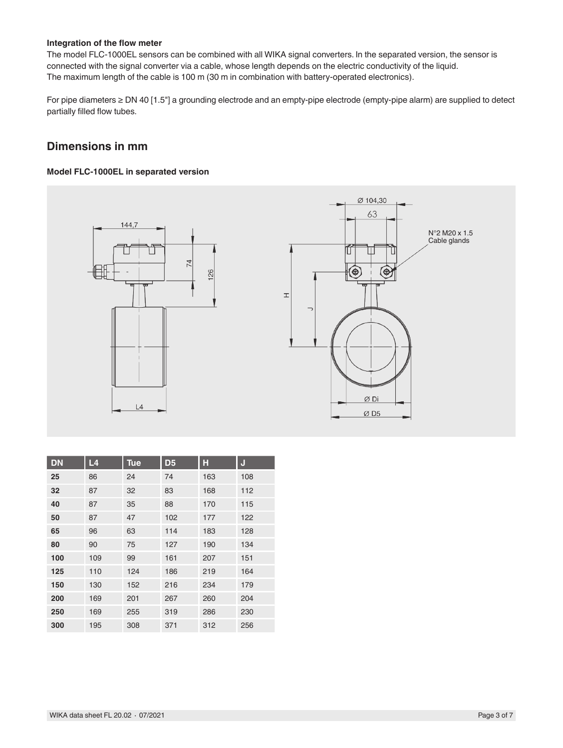**Integration of the flow meter**

The model FLC-1000EL sensors can be combined with all WIKA signal converters. In the separated version, the sensor is connected with the signal converter via a cable, whose length depends on the electric conductivity of the liquid.
The maximum length of the cable is 100 m (30 m in combination with battery-operated electronics).

For pipe diameters ≥ DN 40 [1.5"] a grounding electrode and an empty-pipe electrode (empty-pipe alarm) are supplied to detect partially filled flow tubes.

## Dimensions in mm

**Model FLC-1000EL in separated version**

| DN | L4 | Tue | D5 | H | J |
|---|---|---|---|---|---|
| 25 | 86 | 24 | 74 | 163 | 108 |
| 32 | 87 | 32 | 83 | 168 | 112 |
| 40 | 87 | 35 | 88 | 170 | 115 |
| 50 | 87 | 47 | 102 | 177 | 122 |
| 65 | 96 | 63 | 114 | 183 | 128 |
| 80 | 90 | 75 | 127 | 190 | 134 |
| 100 | 109 | 99 | 161 | 207 | 151 |
| 125 | 110 | 124 | 186 | 219 | 164 |
| 150 | 130 | 152 | 216 | 234 | 179 |
| 200 | 169 | 201 | 267 | 260 | 204 |
| 250 | 169 | 255 | 319 | 286 | 230 |
| 300 | 195 | 308 | 371 | 312 | 256 |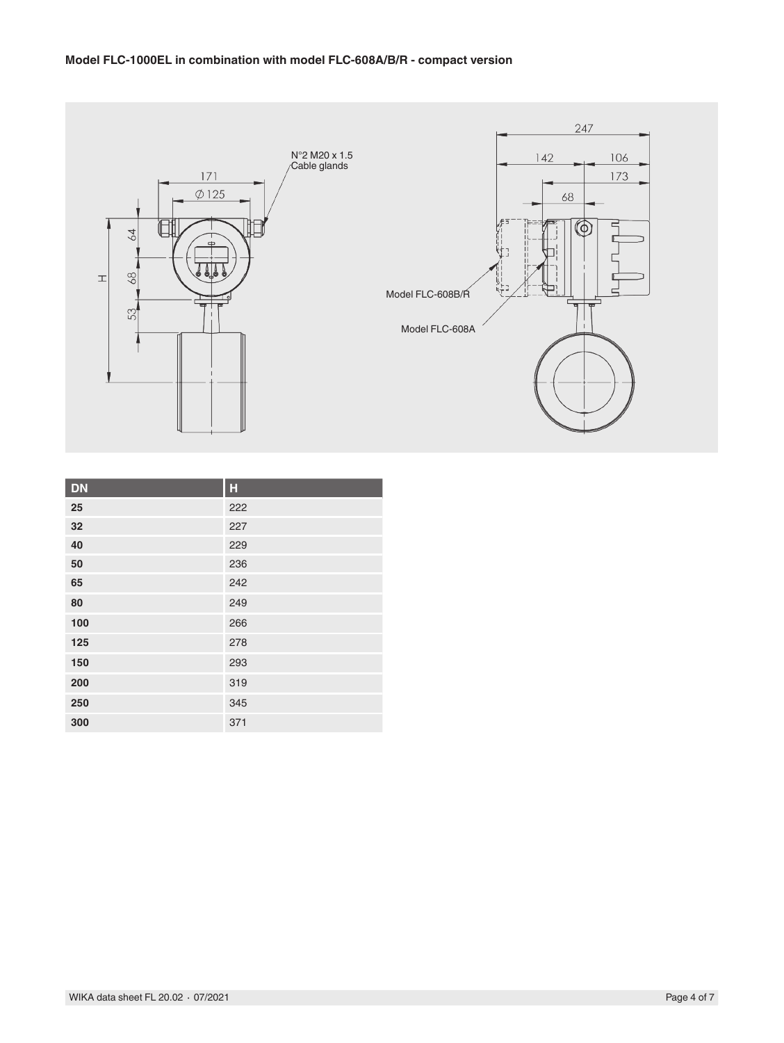**Model FLC-1000EL in combination with model FLC-608A/B/R - compact version**

N°2 M20 x 1.5
Cable glands

Model FLC-608B/R

Model FLC-608A

| DN | H |
|---|---|
| 25 | 222 |
| 32 | 227 |
| 40 | 229 |
| 50 | 236 |
| 65 | 242 |
| 80 | 249 |
| 100 | 266 |
| 125 | 278 |
| 150 | 293 |
| 200 | 319 |
| 250 | 345 |
| 300 | 371 |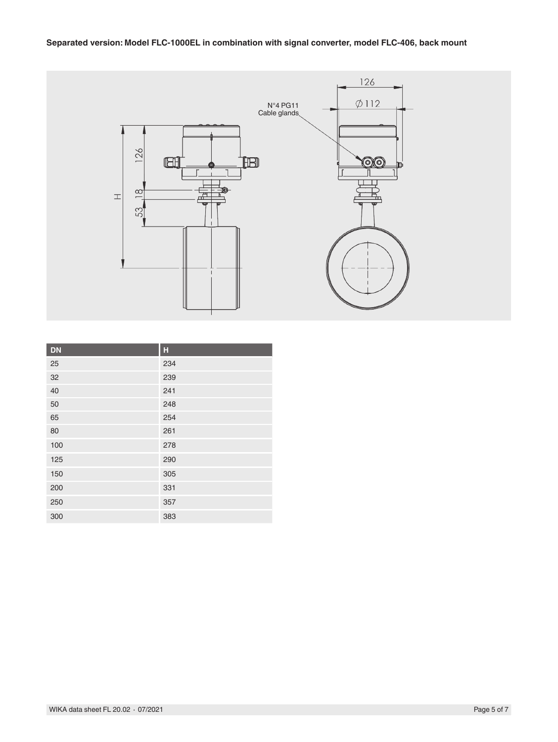**Separated version: Model FLC-1000EL in combination with signal converter, model FLC-406, back mount**

| DN | H |
|---|---|
| 25 | 234 |
| 32 | 239 |
| 40 | 241 |
| 50 | 248 |
| 65 | 254 |
| 80 | 261 |
| 100 | 278 |
| 125 | 290 |
| 150 | 305 |
| 200 | 331 |
| 250 | 357 |
| 300 | 383 |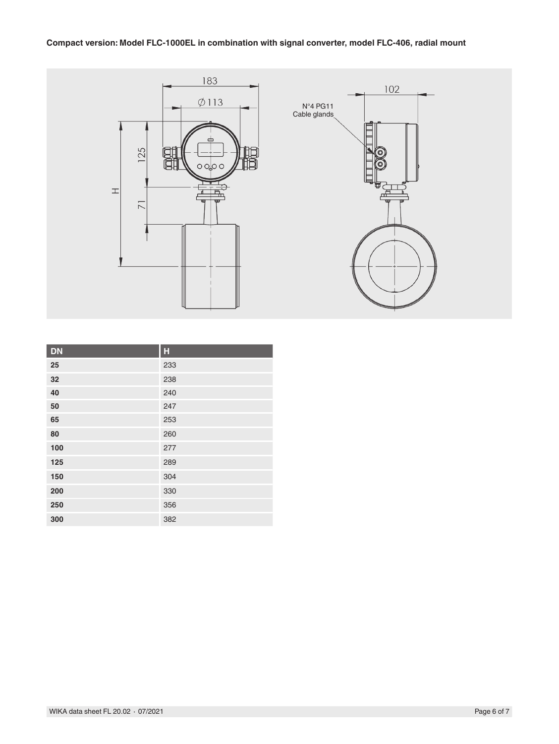**Compact version: Model FLC-1000EL in combination with signal converter, model FLC-406, radial mount**

| DN | H |
|---|---|
| 25 | 233 |
| 32 | 238 |
| 40 | 240 |
| 50 | 247 |
| 65 | 253 |
| 80 | 260 |
| 100 | 277 |
| 125 | 289 |
| 150 | 304 |
| 200 | 330 |
| 250 | 356 |
| 300 | 382 |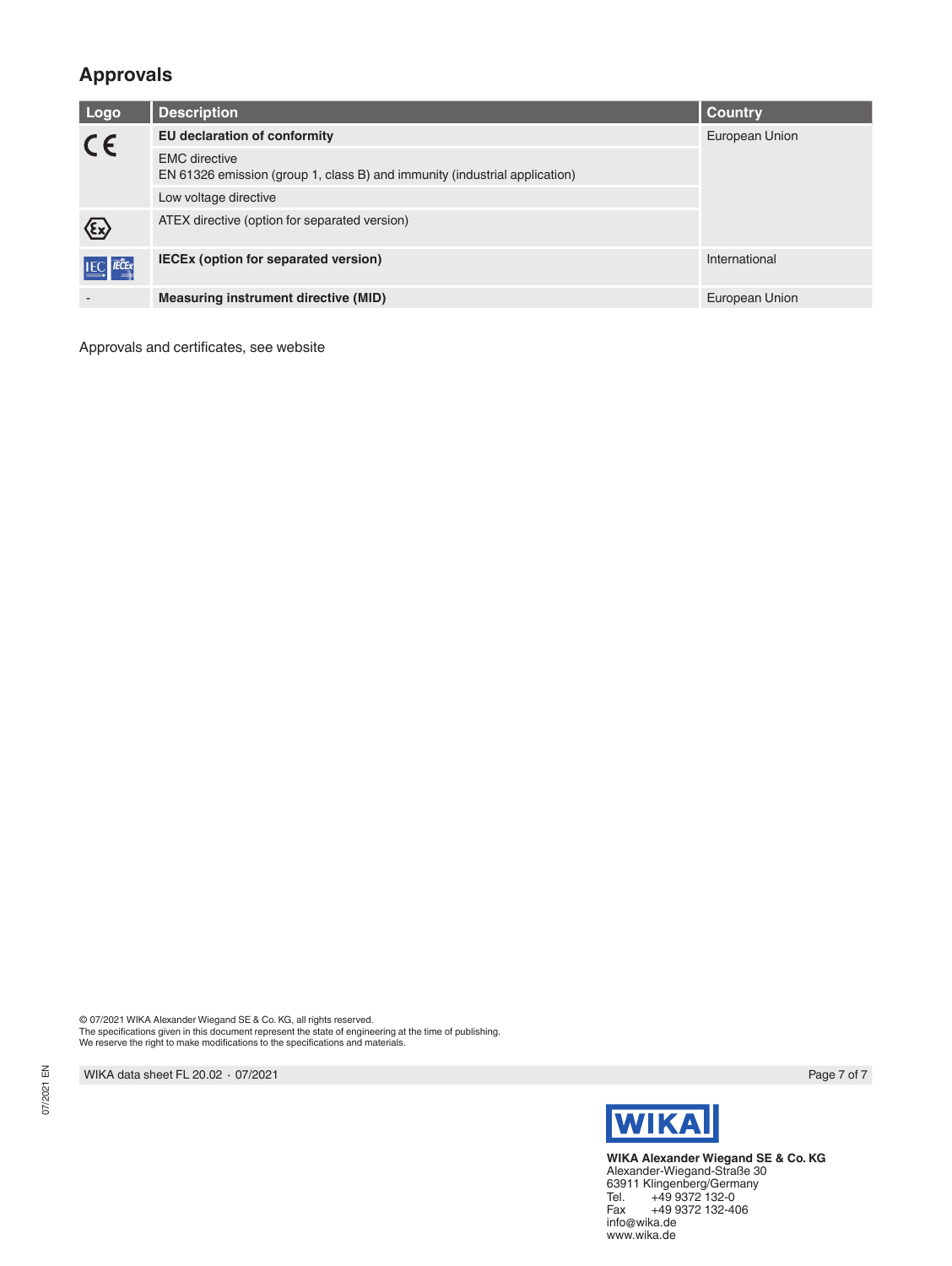## Approvals

| Logo | Description | Country |
|---|---|---|
| CE | **EU declaration of conformity** | European Union |
| | EMC directive<br>EN 61326 emission (group 1, class B) and immunity (industrial application) | |
| | Low voltage directive | |
| Ex | ATEX directive (option for separated version) | |
| IEC IECEx | **IECEx (option for separated version)** | International |
| - | **Measuring instrument directive (MID)** | European Union |

Approvals and certificates, see website

© 07/2021 WIKA Alexander Wiegand SE & Co. KG, all rights reserved.
The specifications given in this document represent the state of engineering at the time of publishing.
We reserve the right to make modifications to the specifications and materials.

WIKA data sheet FL 20.02 · 07/2021

**WIKA Alexander Wiegand SE & Co. KG**
Alexander-Wiegand-Straße 30
63911 Klingenberg/Germany
Tel. +49 9372 132-0
Fax +49 9372 132-406
info@wika.de
www.wika.de